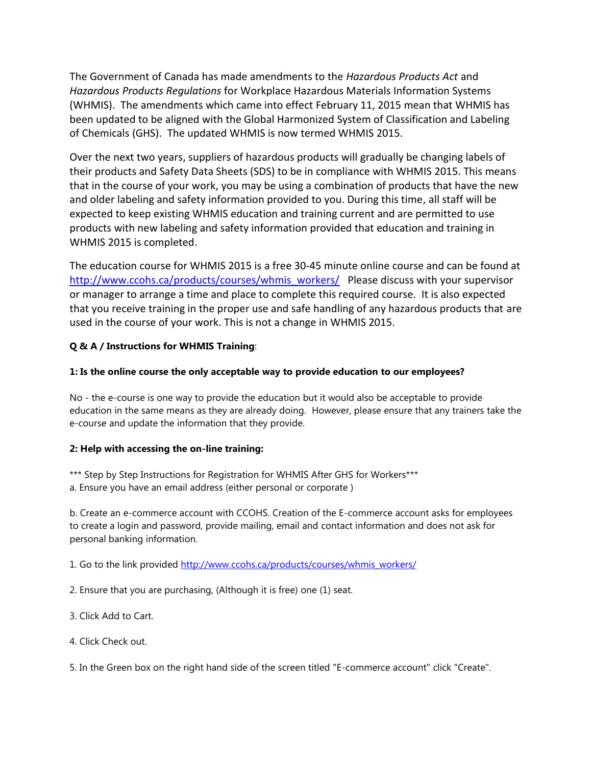The Government of Canada has made amendments to the *Hazardous Products Act* and *Hazardous Products Regulations* for Workplace Hazardous Materials Information Systems (WHMIS). The amendments which came into effect February 11, 2015 mean that WHMIS has been updated to be aligned with the Global Harmonized System of Classification and Labeling of Chemicals (GHS). The updated WHMIS is now termed WHMIS 2015.

Over the next two years, suppliers of hazardous products will gradually be changing labels of their products and Safety Data Sheets (SDS) to be in compliance with WHMIS 2015. This means that in the course of your work, you may be using a combination of products that have the new and older labeling and safety information provided to you. During this time, all staff will be expected to keep existing WHMIS education and training current and are permitted to use products with new labeling and safety information provided that education and training in WHMIS 2015 is completed.

The education course for WHMIS 2015 is a free 30-45 minute online course and can be found at http://www.ccohs.ca/products/courses/whmis_workers/ Please discuss with your supervisor or manager to arrange a time and place to complete this required course. It is also expected that you receive training in the proper use and safe handling of any hazardous products that are used in the course of your work. This is not a change in WHMIS 2015.

**Q & A / Instructions for WHMIS Training**:

**1: Is the online course the only acceptable way to provide education to our employees?**

No - the e-course is one way to provide the education but it would also be acceptable to provide education in the same means as they are already doing. However, please ensure that any trainers take the e-course and update the information that they provide.

**2: Help with accessing the on-line training:**

*** Step by Step Instructions for Registration for WHMIS After GHS for Workers***
a. Ensure you have an email address (either personal or corporate )

b. Create an e-commerce account with CCOHS. Creation of the E-commerce account asks for employees to create a login and password, provide mailing, email and contact information and does not ask for personal banking information.

1. Go to the link provided http://www.ccohs.ca/products/courses/whmis_workers/

2. Ensure that you are purchasing, (Although it is free) one (1) seat.

3. Click Add to Cart.

4. Click Check out.

5. In the Green box on the right hand side of the screen titled "E-commerce account" click "Create".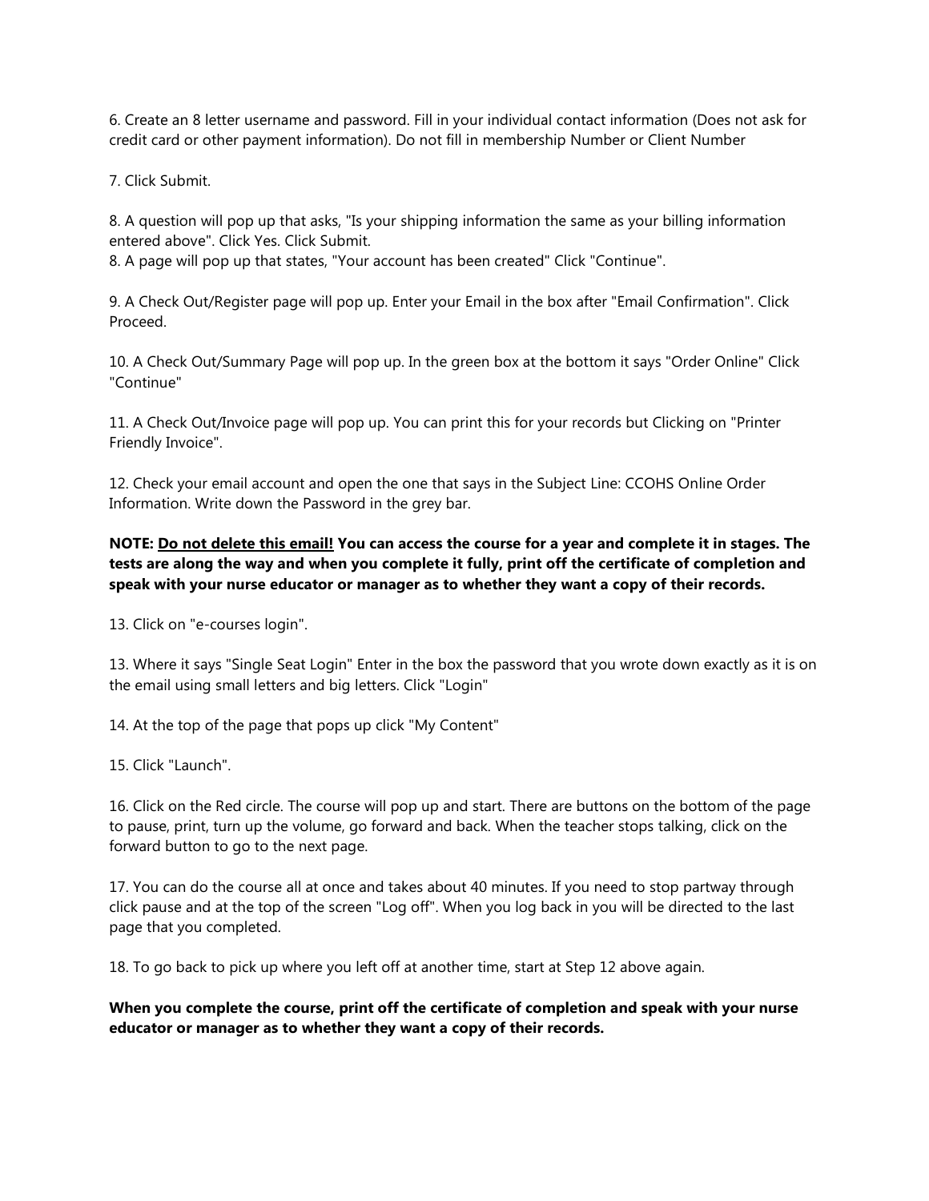6. Create an 8 letter username and password. Fill in your individual contact information (Does not ask for credit card or other payment information). Do not fill in membership Number or Client Number

7. Click Submit.

8. A question will pop up that asks, "Is your shipping information the same as your billing information entered above". Click Yes. Click Submit.
8. A page will pop up that states, "Your account has been created" Click "Continue".

9. A Check Out/Register page will pop up. Enter your Email in the box after "Email Confirmation". Click Proceed.

10. A Check Out/Summary Page will pop up. In the green box at the bottom it says "Order Online" Click "Continue"

11. A Check Out/Invoice page will pop up. You can print this for your records but Clicking on "Printer Friendly Invoice".

12. Check your email account and open the one that says in the Subject Line: CCOHS Online Order Information. Write down the Password in the grey bar.

**NOTE: <u>Do not delete this email!</u> You can access the course for a year and complete it in stages. The tests are along the way and when you complete it fully, print off the certificate of completion and speak with your nurse educator or manager as to whether they want a copy of their records.**

13. Click on "e-courses login".

13. Where it says "Single Seat Login" Enter in the box the password that you wrote down exactly as it is on the email using small letters and big letters. Click "Login"

14. At the top of the page that pops up click "My Content"

15. Click "Launch".

16. Click on the Red circle. The course will pop up and start. There are buttons on the bottom of the page to pause, print, turn up the volume, go forward and back. When the teacher stops talking, click on the forward button to go to the next page.

17. You can do the course all at once and takes about 40 minutes. If you need to stop partway through click pause and at the top of the screen "Log off". When you log back in you will be directed to the last page that you completed.

18. To go back to pick up where you left off at another time, start at Step 12 above again.

**When you complete the course, print off the certificate of completion and speak with your nurse educator or manager as to whether they want a copy of their records.**